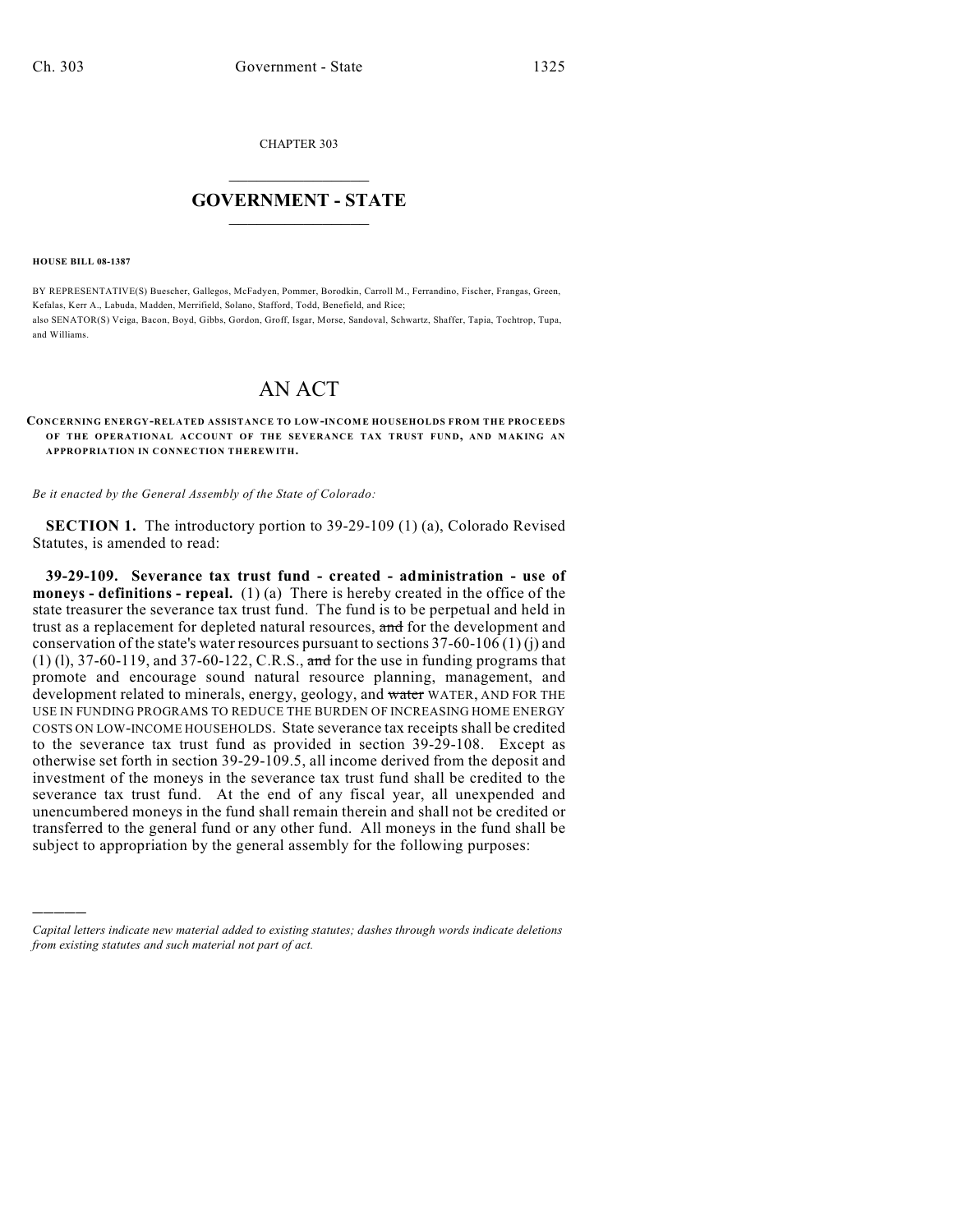CHAPTER 303

# GOVERNMENT - STATE

**HOUSE BILL 08-1387**

BY REPRESENTATIVE(S) Buescher, Gallegos, McFadyen, Pommer, Borodkin, Carroll M., Ferrandino, Fischer, Frangas, Green, Kefalas, Kerr A., Labuda, Madden, Merrifield, Solano, Stafford, Todd, Benefield, and Rice;
also SENATOR(S) Veiga, Bacon, Boyd, Gibbs, Gordon, Groff, Isgar, Morse, Sandoval, Schwartz, Shaffer, Tapia, Tochtrop, Tupa, and Williams.

# AN ACT

**CONCERNING ENERGY-RELATED ASSISTANCE TO LOW-INCOME HOUSEHOLDS FROM THE PROCEEDS OF THE OPERATIONAL ACCOUNT OF THE SEVERANCE TAX TRUST FUND, AND MAKING AN APPROPRIATION IN CONNECTION THEREWITH.**

*Be it enacted by the General Assembly of the State of Colorado:*

**SECTION 1.** The introductory portion to 39-29-109 (1) (a), Colorado Revised Statutes, is amended to read:

**39-29-109. Severance tax trust fund - created - administration - use of moneys - definitions - repeal.** (1) (a) There is hereby created in the office of the state treasurer the severance tax trust fund. The fund is to be perpetual and held in trust as a replacement for depleted natural resources, ~~and~~ for the development and conservation of the state's water resources pursuant to sections 37-60-106 (1) (j) and (1) (l), 37-60-119, and 37-60-122, C.R.S., ~~and~~ for the use in funding programs that promote and encourage sound natural resource planning, management, and development related to minerals, energy, geology, and ~~water~~ WATER, AND FOR THE USE IN FUNDING PROGRAMS TO REDUCE THE BURDEN OF INCREASING HOME ENERGY COSTS ON LOW-INCOME HOUSEHOLDS. State severance tax receipts shall be credited to the severance tax trust fund as provided in section 39-29-108. Except as otherwise set forth in section 39-29-109.5, all income derived from the deposit and investment of the moneys in the severance tax trust fund shall be credited to the severance tax trust fund. At the end of any fiscal year, all unexpended and unencumbered moneys in the fund shall remain therein and shall not be credited or transferred to the general fund or any other fund. All moneys in the fund shall be subject to appropriation by the general assembly for the following purposes:

---

*Capital letters indicate new material added to existing statutes; dashes through words indicate deletions from existing statutes and such material not part of act.*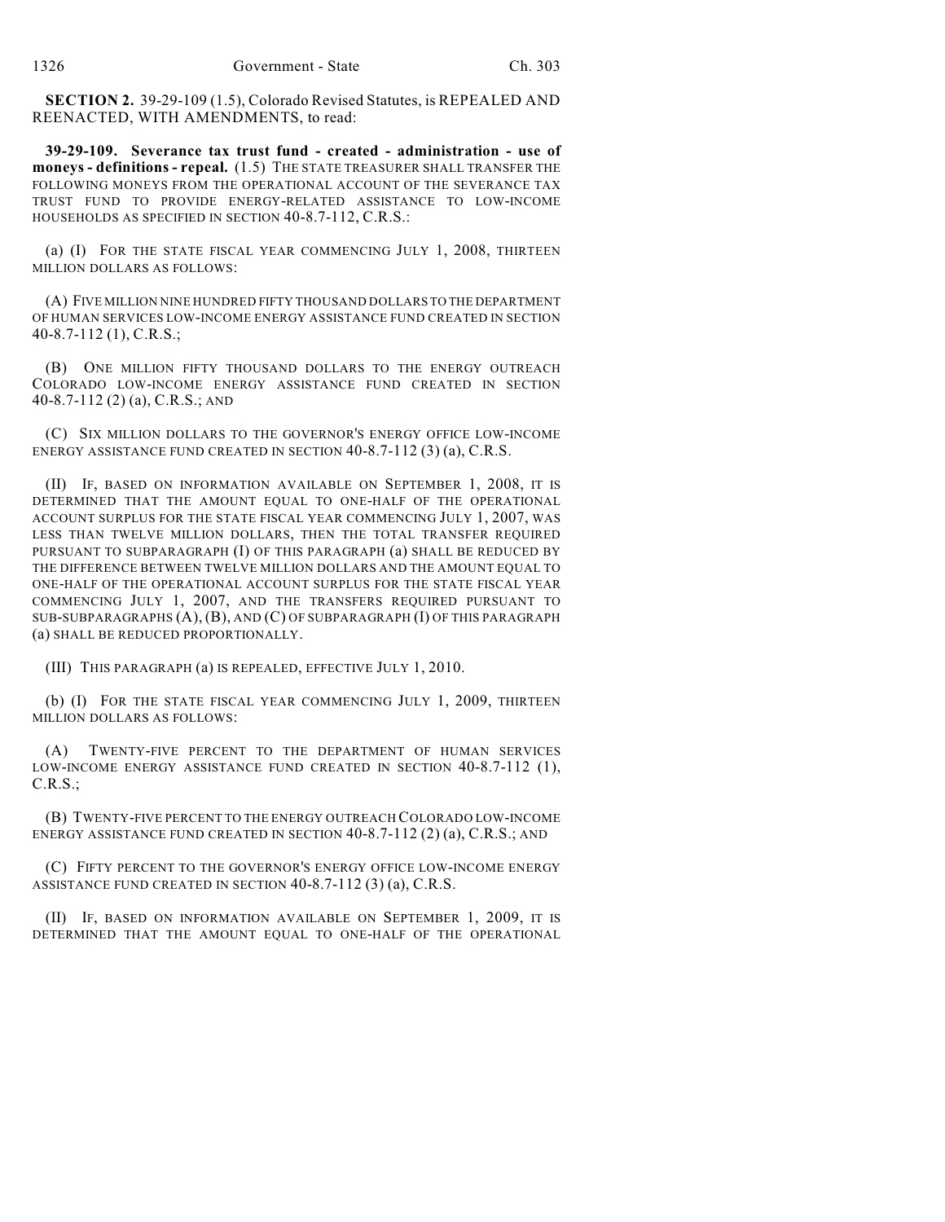**SECTION 2.** 39-29-109 (1.5), Colorado Revised Statutes, is REPEALED AND REENACTED, WITH AMENDMENTS, to read:

**39-29-109. Severance tax trust fund - created - administration - use of moneys - definitions - repeal.** (1.5) THE STATE TREASURER SHALL TRANSFER THE FOLLOWING MONEYS FROM THE OPERATIONAL ACCOUNT OF THE SEVERANCE TAX TRUST FUND TO PROVIDE ENERGY-RELATED ASSISTANCE TO LOW-INCOME HOUSEHOLDS AS SPECIFIED IN SECTION 40-8.7-112, C.R.S.:

(a) (I) FOR THE STATE FISCAL YEAR COMMENCING JULY 1, 2008, THIRTEEN MILLION DOLLARS AS FOLLOWS:

(A) FIVE MILLION NINE HUNDRED FIFTY THOUSAND DOLLARS TO THE DEPARTMENT OF HUMAN SERVICES LOW-INCOME ENERGY ASSISTANCE FUND CREATED IN SECTION 40-8.7-112 (1), C.R.S.;

(B) ONE MILLION FIFTY THOUSAND DOLLARS TO THE ENERGY OUTREACH COLORADO LOW-INCOME ENERGY ASSISTANCE FUND CREATED IN SECTION 40-8.7-112 (2) (a), C.R.S.; AND

(C) SIX MILLION DOLLARS TO THE GOVERNOR'S ENERGY OFFICE LOW-INCOME ENERGY ASSISTANCE FUND CREATED IN SECTION 40-8.7-112 (3) (a), C.R.S.

(II) IF, BASED ON INFORMATION AVAILABLE ON SEPTEMBER 1, 2008, IT IS DETERMINED THAT THE AMOUNT EQUAL TO ONE-HALF OF THE OPERATIONAL ACCOUNT SURPLUS FOR THE STATE FISCAL YEAR COMMENCING JULY 1, 2007, WAS LESS THAN TWELVE MILLION DOLLARS, THEN THE TOTAL TRANSFER REQUIRED PURSUANT TO SUBPARAGRAPH (I) OF THIS PARAGRAPH (a) SHALL BE REDUCED BY THE DIFFERENCE BETWEEN TWELVE MILLION DOLLARS AND THE AMOUNT EQUAL TO ONE-HALF OF THE OPERATIONAL ACCOUNT SURPLUS FOR THE STATE FISCAL YEAR COMMENCING JULY 1, 2007, AND THE TRANSFERS REQUIRED PURSUANT TO SUB-SUBPARAGRAPHS (A), (B), AND (C) OF SUBPARAGRAPH (I) OF THIS PARAGRAPH (a) SHALL BE REDUCED PROPORTIONALLY.

(III) THIS PARAGRAPH (a) IS REPEALED, EFFECTIVE JULY 1, 2010.

(b) (I) FOR THE STATE FISCAL YEAR COMMENCING JULY 1, 2009, THIRTEEN MILLION DOLLARS AS FOLLOWS:

(A) TWENTY-FIVE PERCENT TO THE DEPARTMENT OF HUMAN SERVICES LOW-INCOME ENERGY ASSISTANCE FUND CREATED IN SECTION 40-8.7-112 (1), C.R.S.;

(B) TWENTY-FIVE PERCENT TO THE ENERGY OUTREACH COLORADO LOW-INCOME ENERGY ASSISTANCE FUND CREATED IN SECTION 40-8.7-112 (2) (a), C.R.S.; AND

(C) FIFTY PERCENT TO THE GOVERNOR'S ENERGY OFFICE LOW-INCOME ENERGY ASSISTANCE FUND CREATED IN SECTION 40-8.7-112 (3) (a), C.R.S.

(II) IF, BASED ON INFORMATION AVAILABLE ON SEPTEMBER 1, 2009, IT IS DETERMINED THAT THE AMOUNT EQUAL TO ONE-HALF OF THE OPERATIONAL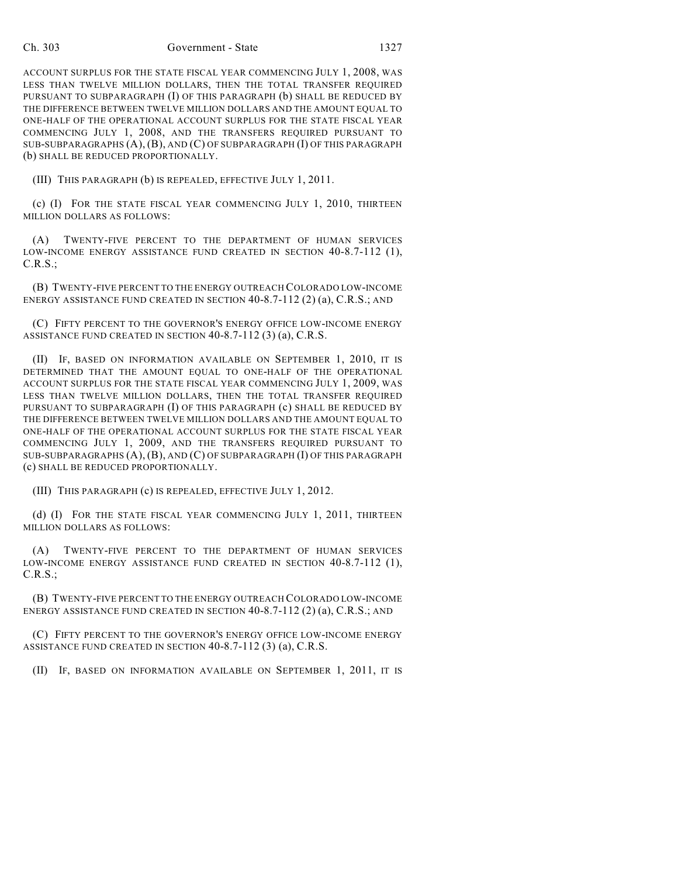ACCOUNT SURPLUS FOR THE STATE FISCAL YEAR COMMENCING JULY 1, 2008, WAS LESS THAN TWELVE MILLION DOLLARS, THEN THE TOTAL TRANSFER REQUIRED PURSUANT TO SUBPARAGRAPH (I) OF THIS PARAGRAPH (b) SHALL BE REDUCED BY THE DIFFERENCE BETWEEN TWELVE MILLION DOLLARS AND THE AMOUNT EQUAL TO ONE-HALF OF THE OPERATIONAL ACCOUNT SURPLUS FOR THE STATE FISCAL YEAR COMMENCING JULY 1, 2008, AND THE TRANSFERS REQUIRED PURSUANT TO SUB-SUBPARAGRAPHS (A), (B), AND (C) OF SUBPARAGRAPH (I) OF THIS PARAGRAPH (b) SHALL BE REDUCED PROPORTIONALLY.

(III) THIS PARAGRAPH (b) IS REPEALED, EFFECTIVE JULY 1, 2011.

(c) (I) FOR THE STATE FISCAL YEAR COMMENCING JULY 1, 2010, THIRTEEN MILLION DOLLARS AS FOLLOWS:

(A) TWENTY-FIVE PERCENT TO THE DEPARTMENT OF HUMAN SERVICES LOW-INCOME ENERGY ASSISTANCE FUND CREATED IN SECTION 40-8.7-112 (1), C.R.S.;

(B) TWENTY-FIVE PERCENT TO THE ENERGY OUTREACH COLORADO LOW-INCOME ENERGY ASSISTANCE FUND CREATED IN SECTION 40-8.7-112 (2) (a), C.R.S.; AND

(C) FIFTY PERCENT TO THE GOVERNOR'S ENERGY OFFICE LOW-INCOME ENERGY ASSISTANCE FUND CREATED IN SECTION 40-8.7-112 (3) (a), C.R.S.

(II) IF, BASED ON INFORMATION AVAILABLE ON SEPTEMBER 1, 2010, IT IS DETERMINED THAT THE AMOUNT EQUAL TO ONE-HALF OF THE OPERATIONAL ACCOUNT SURPLUS FOR THE STATE FISCAL YEAR COMMENCING JULY 1, 2009, WAS LESS THAN TWELVE MILLION DOLLARS, THEN THE TOTAL TRANSFER REQUIRED PURSUANT TO SUBPARAGRAPH (I) OF THIS PARAGRAPH (c) SHALL BE REDUCED BY THE DIFFERENCE BETWEEN TWELVE MILLION DOLLARS AND THE AMOUNT EQUAL TO ONE-HALF OF THE OPERATIONAL ACCOUNT SURPLUS FOR THE STATE FISCAL YEAR COMMENCING JULY 1, 2009, AND THE TRANSFERS REQUIRED PURSUANT TO SUB-SUBPARAGRAPHS (A), (B), AND (C) OF SUBPARAGRAPH (I) OF THIS PARAGRAPH (c) SHALL BE REDUCED PROPORTIONALLY.

(III) THIS PARAGRAPH (c) IS REPEALED, EFFECTIVE JULY 1, 2012.

(d) (I) FOR THE STATE FISCAL YEAR COMMENCING JULY 1, 2011, THIRTEEN MILLION DOLLARS AS FOLLOWS:

(A) TWENTY-FIVE PERCENT TO THE DEPARTMENT OF HUMAN SERVICES LOW-INCOME ENERGY ASSISTANCE FUND CREATED IN SECTION 40-8.7-112 (1), C.R.S.;

(B) TWENTY-FIVE PERCENT TO THE ENERGY OUTREACH COLORADO LOW-INCOME ENERGY ASSISTANCE FUND CREATED IN SECTION 40-8.7-112 (2) (a), C.R.S.; AND

(C) FIFTY PERCENT TO THE GOVERNOR'S ENERGY OFFICE LOW-INCOME ENERGY ASSISTANCE FUND CREATED IN SECTION 40-8.7-112 (3) (a), C.R.S.

(II) IF, BASED ON INFORMATION AVAILABLE ON SEPTEMBER 1, 2011, IT IS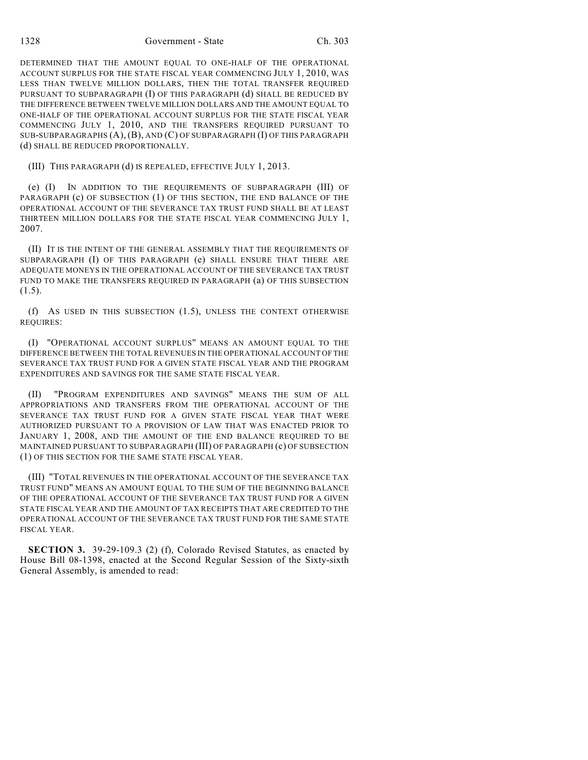DETERMINED THAT THE AMOUNT EQUAL TO ONE-HALF OF THE OPERATIONAL ACCOUNT SURPLUS FOR THE STATE FISCAL YEAR COMMENCING JULY 1, 2010, WAS LESS THAN TWELVE MILLION DOLLARS, THEN THE TOTAL TRANSFER REQUIRED PURSUANT TO SUBPARAGRAPH (I) OF THIS PARAGRAPH (d) SHALL BE REDUCED BY THE DIFFERENCE BETWEEN TWELVE MILLION DOLLARS AND THE AMOUNT EQUAL TO ONE-HALF OF THE OPERATIONAL ACCOUNT SURPLUS FOR THE STATE FISCAL YEAR COMMENCING JULY 1, 2010, AND THE TRANSFERS REQUIRED PURSUANT TO SUB-SUBPARAGRAPHS (A), (B), AND (C) OF SUBPARAGRAPH (I) OF THIS PARAGRAPH (d) SHALL BE REDUCED PROPORTIONALLY.

(III) THIS PARAGRAPH (d) IS REPEALED, EFFECTIVE JULY 1, 2013.

(e) (I) IN ADDITION TO THE REQUIREMENTS OF SUBPARAGRAPH (III) OF PARAGRAPH (c) OF SUBSECTION (1) OF THIS SECTION, THE END BALANCE OF THE OPERATIONAL ACCOUNT OF THE SEVERANCE TAX TRUST FUND SHALL BE AT LEAST THIRTEEN MILLION DOLLARS FOR THE STATE FISCAL YEAR COMMENCING JULY 1, 2007.

(II) IT IS THE INTENT OF THE GENERAL ASSEMBLY THAT THE REQUIREMENTS OF SUBPARAGRAPH (I) OF THIS PARAGRAPH (e) SHALL ENSURE THAT THERE ARE ADEQUATE MONEYS IN THE OPERATIONAL ACCOUNT OF THE SEVERANCE TAX TRUST FUND TO MAKE THE TRANSFERS REQUIRED IN PARAGRAPH (a) OF THIS SUBSECTION (1.5).

(f) AS USED IN THIS SUBSECTION (1.5), UNLESS THE CONTEXT OTHERWISE REQUIRES:

(I) "OPERATIONAL ACCOUNT SURPLUS" MEANS AN AMOUNT EQUAL TO THE DIFFERENCE BETWEEN THE TOTAL REVENUES IN THE OPERATIONAL ACCOUNT OF THE SEVERANCE TAX TRUST FUND FOR A GIVEN STATE FISCAL YEAR AND THE PROGRAM EXPENDITURES AND SAVINGS FOR THE SAME STATE FISCAL YEAR.

(II) "PROGRAM EXPENDITURES AND SAVINGS" MEANS THE SUM OF ALL APPROPRIATIONS AND TRANSFERS FROM THE OPERATIONAL ACCOUNT OF THE SEVERANCE TAX TRUST FUND FOR A GIVEN STATE FISCAL YEAR THAT WERE AUTHORIZED PURSUANT TO A PROVISION OF LAW THAT WAS ENACTED PRIOR TO JANUARY 1, 2008, AND THE AMOUNT OF THE END BALANCE REQUIRED TO BE MAINTAINED PURSUANT TO SUBPARAGRAPH (III) OF PARAGRAPH (c) OF SUBSECTION (1) OF THIS SECTION FOR THE SAME STATE FISCAL YEAR.

(III) "TOTAL REVENUES IN THE OPERATIONAL ACCOUNT OF THE SEVERANCE TAX TRUST FUND" MEANS AN AMOUNT EQUAL TO THE SUM OF THE BEGINNING BALANCE OF THE OPERATIONAL ACCOUNT OF THE SEVERANCE TAX TRUST FUND FOR A GIVEN STATE FISCAL YEAR AND THE AMOUNT OF TAX RECEIPTS THAT ARE CREDITED TO THE OPERATIONAL ACCOUNT OF THE SEVERANCE TAX TRUST FUND FOR THE SAME STATE FISCAL YEAR.

**SECTION 3.** 39-29-109.3 (2) (f), Colorado Revised Statutes, as enacted by House Bill 08-1398, enacted at the Second Regular Session of the Sixty-sixth General Assembly, is amended to read: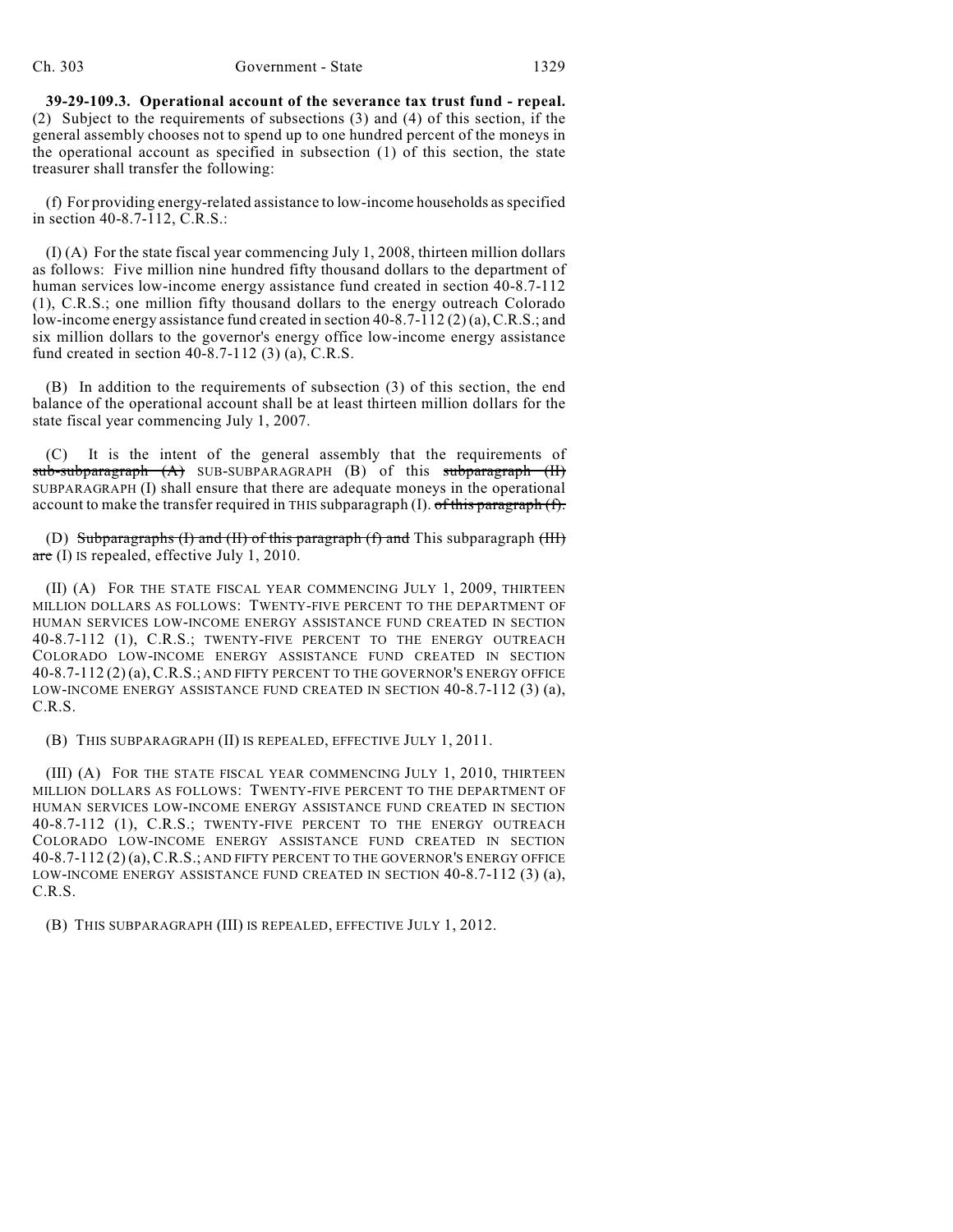**39-29-109.3. Operational account of the severance tax trust fund - repeal.** (2) Subject to the requirements of subsections (3) and (4) of this section, if the general assembly chooses not to spend up to one hundred percent of the moneys in the operational account as specified in subsection (1) of this section, the state treasurer shall transfer the following:

(f) For providing energy-related assistance to low-income households as specified in section 40-8.7-112, C.R.S.:

(I) (A) For the state fiscal year commencing July 1, 2008, thirteen million dollars as follows: Five million nine hundred fifty thousand dollars to the department of human services low-income energy assistance fund created in section 40-8.7-112 (1), C.R.S.; one million fifty thousand dollars to the energy outreach Colorado low-income energy assistance fund created in section 40-8.7-112 (2) (a), C.R.S.; and six million dollars to the governor's energy office low-income energy assistance fund created in section 40-8.7-112 (3) (a), C.R.S.

(B) In addition to the requirements of subsection (3) of this section, the end balance of the operational account shall be at least thirteen million dollars for the state fiscal year commencing July 1, 2007.

(C) It is the intent of the general assembly that the requirements of ~~sub-subparagraph (A)~~ SUB-SUBPARAGRAPH (B) of this ~~subparagraph (II)~~ SUBPARAGRAPH (I) shall ensure that there are adequate moneys in the operational account to make the transfer required in THIS subparagraph (I). ~~of this paragraph (f).~~

(D) ~~Subparagraphs (I) and (II) of this paragraph (f) and~~ This subparagraph ~~(III)~~ ~~are~~ (I) IS repealed, effective July 1, 2010.

(II) (A) FOR THE STATE FISCAL YEAR COMMENCING JULY 1, 2009, THIRTEEN MILLION DOLLARS AS FOLLOWS: TWENTY-FIVE PERCENT TO THE DEPARTMENT OF HUMAN SERVICES LOW-INCOME ENERGY ASSISTANCE FUND CREATED IN SECTION 40-8.7-112 (1), C.R.S.; TWENTY-FIVE PERCENT TO THE ENERGY OUTREACH COLORADO LOW-INCOME ENERGY ASSISTANCE FUND CREATED IN SECTION 40-8.7-112 (2) (a), C.R.S.; AND FIFTY PERCENT TO THE GOVERNOR'S ENERGY OFFICE LOW-INCOME ENERGY ASSISTANCE FUND CREATED IN SECTION 40-8.7-112 (3) (a), C.R.S.

(B) THIS SUBPARAGRAPH (II) IS REPEALED, EFFECTIVE JULY 1, 2011.

(III) (A) FOR THE STATE FISCAL YEAR COMMENCING JULY 1, 2010, THIRTEEN MILLION DOLLARS AS FOLLOWS: TWENTY-FIVE PERCENT TO THE DEPARTMENT OF HUMAN SERVICES LOW-INCOME ENERGY ASSISTANCE FUND CREATED IN SECTION 40-8.7-112 (1), C.R.S.; TWENTY-FIVE PERCENT TO THE ENERGY OUTREACH COLORADO LOW-INCOME ENERGY ASSISTANCE FUND CREATED IN SECTION 40-8.7-112 (2) (a), C.R.S.; AND FIFTY PERCENT TO THE GOVERNOR'S ENERGY OFFICE LOW-INCOME ENERGY ASSISTANCE FUND CREATED IN SECTION 40-8.7-112 (3) (a), C.R.S.

(B) THIS SUBPARAGRAPH (III) IS REPEALED, EFFECTIVE JULY 1, 2012.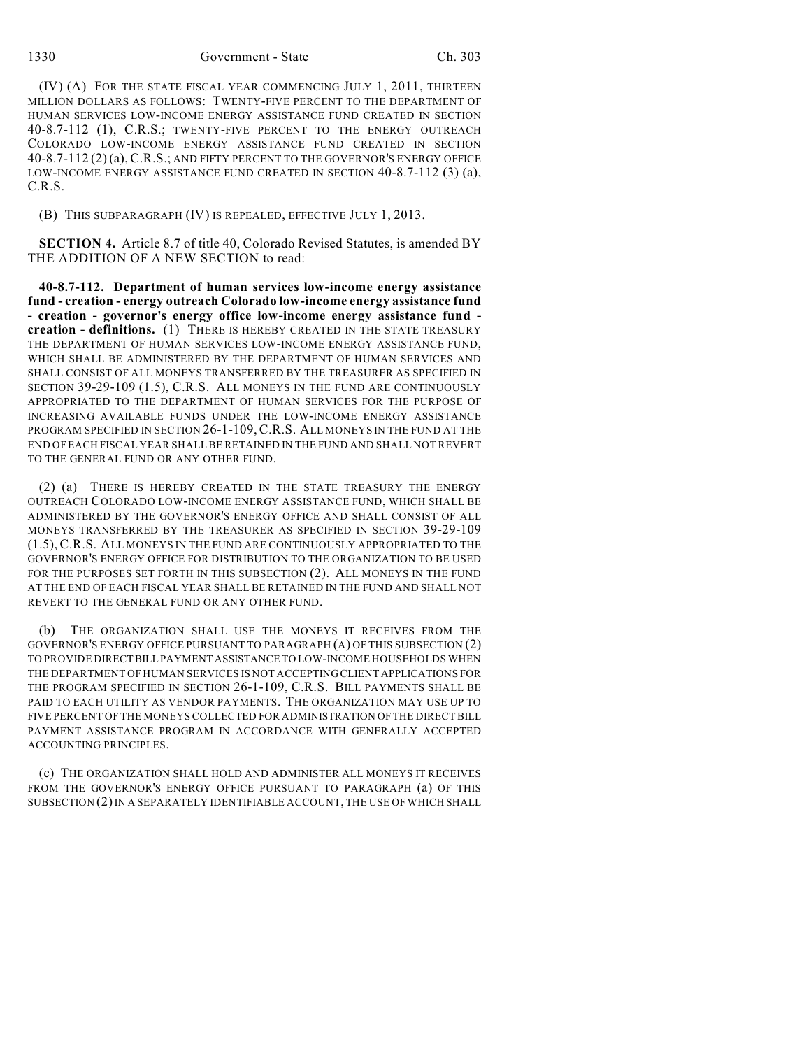(IV) (A) FOR THE STATE FISCAL YEAR COMMENCING JULY 1, 2011, THIRTEEN MILLION DOLLARS AS FOLLOWS: TWENTY-FIVE PERCENT TO THE DEPARTMENT OF HUMAN SERVICES LOW-INCOME ENERGY ASSISTANCE FUND CREATED IN SECTION 40-8.7-112 (1), C.R.S.; TWENTY-FIVE PERCENT TO THE ENERGY OUTREACH COLORADO LOW-INCOME ENERGY ASSISTANCE FUND CREATED IN SECTION 40-8.7-112 (2) (a), C.R.S.; AND FIFTY PERCENT TO THE GOVERNOR'S ENERGY OFFICE LOW-INCOME ENERGY ASSISTANCE FUND CREATED IN SECTION 40-8.7-112 (3) (a), C.R.S.

(B) THIS SUBPARAGRAPH (IV) IS REPEALED, EFFECTIVE JULY 1, 2013.

**SECTION 4.** Article 8.7 of title 40, Colorado Revised Statutes, is amended BY THE ADDITION OF A NEW SECTION to read:

**40-8.7-112. Department of human services low-income energy assistance fund - creation - energy outreach Colorado low-income energy assistance fund - creation - governor's energy office low-income energy assistance fund - creation - definitions.** (1) THERE IS HEREBY CREATED IN THE STATE TREASURY THE DEPARTMENT OF HUMAN SERVICES LOW-INCOME ENERGY ASSISTANCE FUND, WHICH SHALL BE ADMINISTERED BY THE DEPARTMENT OF HUMAN SERVICES AND SHALL CONSIST OF ALL MONEYS TRANSFERRED BY THE TREASURER AS SPECIFIED IN SECTION 39-29-109 (1.5), C.R.S. ALL MONEYS IN THE FUND ARE CONTINUOUSLY APPROPRIATED TO THE DEPARTMENT OF HUMAN SERVICES FOR THE PURPOSE OF INCREASING AVAILABLE FUNDS UNDER THE LOW-INCOME ENERGY ASSISTANCE PROGRAM SPECIFIED IN SECTION 26-1-109, C.R.S. ALL MONEYS IN THE FUND AT THE END OF EACH FISCAL YEAR SHALL BE RETAINED IN THE FUND AND SHALL NOT REVERT TO THE GENERAL FUND OR ANY OTHER FUND.

(2) (a) THERE IS HEREBY CREATED IN THE STATE TREASURY THE ENERGY OUTREACH COLORADO LOW-INCOME ENERGY ASSISTANCE FUND, WHICH SHALL BE ADMINISTERED BY THE GOVERNOR'S ENERGY OFFICE AND SHALL CONSIST OF ALL MONEYS TRANSFERRED BY THE TREASURER AS SPECIFIED IN SECTION 39-29-109 (1.5), C.R.S. ALL MONEYS IN THE FUND ARE CONTINUOUSLY APPROPRIATED TO THE GOVERNOR'S ENERGY OFFICE FOR DISTRIBUTION TO THE ORGANIZATION TO BE USED FOR THE PURPOSES SET FORTH IN THIS SUBSECTION (2). ALL MONEYS IN THE FUND AT THE END OF EACH FISCAL YEAR SHALL BE RETAINED IN THE FUND AND SHALL NOT REVERT TO THE GENERAL FUND OR ANY OTHER FUND.

(b) THE ORGANIZATION SHALL USE THE MONEYS IT RECEIVES FROM THE GOVERNOR'S ENERGY OFFICE PURSUANT TO PARAGRAPH (A) OF THIS SUBSECTION (2) TO PROVIDE DIRECT BILL PAYMENT ASSISTANCE TO LOW-INCOME HOUSEHOLDS WHEN THE DEPARTMENT OF HUMAN SERVICES IS NOT ACCEPTING CLIENT APPLICATIONS FOR THE PROGRAM SPECIFIED IN SECTION 26-1-109, C.R.S. BILL PAYMENTS SHALL BE PAID TO EACH UTILITY AS VENDOR PAYMENTS. THE ORGANIZATION MAY USE UP TO FIVE PERCENT OF THE MONEYS COLLECTED FOR ADMINISTRATION OF THE DIRECT BILL PAYMENT ASSISTANCE PROGRAM IN ACCORDANCE WITH GENERALLY ACCEPTED ACCOUNTING PRINCIPLES.

(c) THE ORGANIZATION SHALL HOLD AND ADMINISTER ALL MONEYS IT RECEIVES FROM THE GOVERNOR'S ENERGY OFFICE PURSUANT TO PARAGRAPH (a) OF THIS SUBSECTION (2) IN A SEPARATELY IDENTIFIABLE ACCOUNT, THE USE OF WHICH SHALL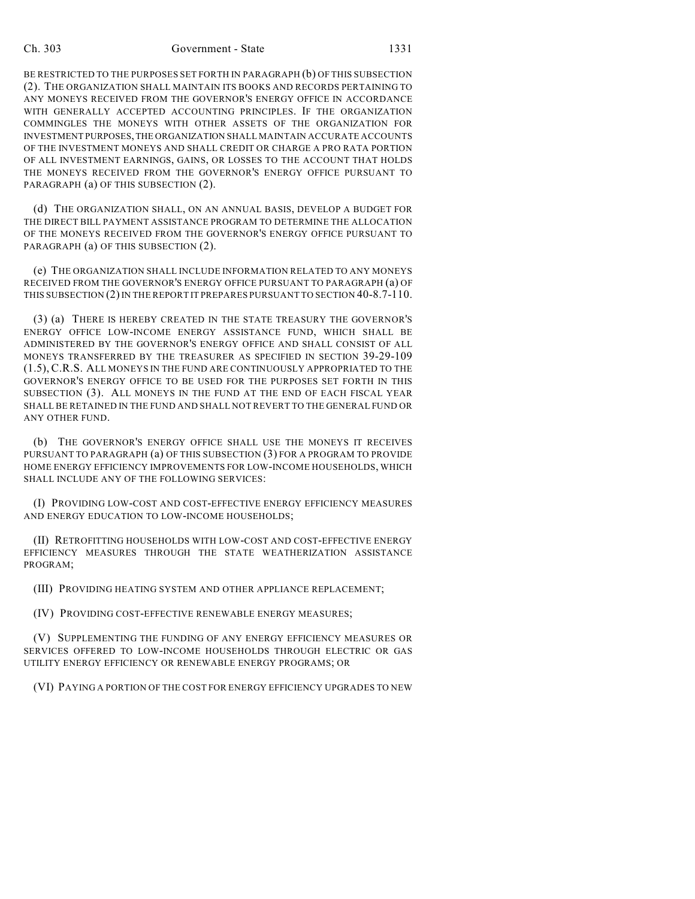BE RESTRICTED TO THE PURPOSES SET FORTH IN PARAGRAPH (b) OF THIS SUBSECTION (2). THE ORGANIZATION SHALL MAINTAIN ITS BOOKS AND RECORDS PERTAINING TO ANY MONEYS RECEIVED FROM THE GOVERNOR'S ENERGY OFFICE IN ACCORDANCE WITH GENERALLY ACCEPTED ACCOUNTING PRINCIPLES. IF THE ORGANIZATION COMMINGLES THE MONEYS WITH OTHER ASSETS OF THE ORGANIZATION FOR INVESTMENT PURPOSES, THE ORGANIZATION SHALL MAINTAIN ACCURATE ACCOUNTS OF THE INVESTMENT MONEYS AND SHALL CREDIT OR CHARGE A PRO RATA PORTION OF ALL INVESTMENT EARNINGS, GAINS, OR LOSSES TO THE ACCOUNT THAT HOLDS THE MONEYS RECEIVED FROM THE GOVERNOR'S ENERGY OFFICE PURSUANT TO PARAGRAPH (a) OF THIS SUBSECTION (2).

(d) THE ORGANIZATION SHALL, ON AN ANNUAL BASIS, DEVELOP A BUDGET FOR THE DIRECT BILL PAYMENT ASSISTANCE PROGRAM TO DETERMINE THE ALLOCATION OF THE MONEYS RECEIVED FROM THE GOVERNOR'S ENERGY OFFICE PURSUANT TO PARAGRAPH (a) OF THIS SUBSECTION (2).

(e) THE ORGANIZATION SHALL INCLUDE INFORMATION RELATED TO ANY MONEYS RECEIVED FROM THE GOVERNOR'S ENERGY OFFICE PURSUANT TO PARAGRAPH (a) OF THIS SUBSECTION (2) IN THE REPORT IT PREPARES PURSUANT TO SECTION 40-8.7-110.

(3) (a) THERE IS HEREBY CREATED IN THE STATE TREASURY THE GOVERNOR'S ENERGY OFFICE LOW-INCOME ENERGY ASSISTANCE FUND, WHICH SHALL BE ADMINISTERED BY THE GOVERNOR'S ENERGY OFFICE AND SHALL CONSIST OF ALL MONEYS TRANSFERRED BY THE TREASURER AS SPECIFIED IN SECTION 39-29-109 (1.5), C.R.S. ALL MONEYS IN THE FUND ARE CONTINUOUSLY APPROPRIATED TO THE GOVERNOR'S ENERGY OFFICE TO BE USED FOR THE PURPOSES SET FORTH IN THIS SUBSECTION (3). ALL MONEYS IN THE FUND AT THE END OF EACH FISCAL YEAR SHALL BE RETAINED IN THE FUND AND SHALL NOT REVERT TO THE GENERAL FUND OR ANY OTHER FUND.

(b) THE GOVERNOR'S ENERGY OFFICE SHALL USE THE MONEYS IT RECEIVES PURSUANT TO PARAGRAPH (a) OF THIS SUBSECTION (3) FOR A PROGRAM TO PROVIDE HOME ENERGY EFFICIENCY IMPROVEMENTS FOR LOW-INCOME HOUSEHOLDS, WHICH SHALL INCLUDE ANY OF THE FOLLOWING SERVICES:

(I) PROVIDING LOW-COST AND COST-EFFECTIVE ENERGY EFFICIENCY MEASURES AND ENERGY EDUCATION TO LOW-INCOME HOUSEHOLDS;

(II) RETROFITTING HOUSEHOLDS WITH LOW-COST AND COST-EFFECTIVE ENERGY EFFICIENCY MEASURES THROUGH THE STATE WEATHERIZATION ASSISTANCE PROGRAM;

(III) PROVIDING HEATING SYSTEM AND OTHER APPLIANCE REPLACEMENT;

(IV) PROVIDING COST-EFFECTIVE RENEWABLE ENERGY MEASURES;

(V) SUPPLEMENTING THE FUNDING OF ANY ENERGY EFFICIENCY MEASURES OR SERVICES OFFERED TO LOW-INCOME HOUSEHOLDS THROUGH ELECTRIC OR GAS UTILITY ENERGY EFFICIENCY OR RENEWABLE ENERGY PROGRAMS; OR

(VI) PAYING A PORTION OF THE COST FOR ENERGY EFFICIENCY UPGRADES TO NEW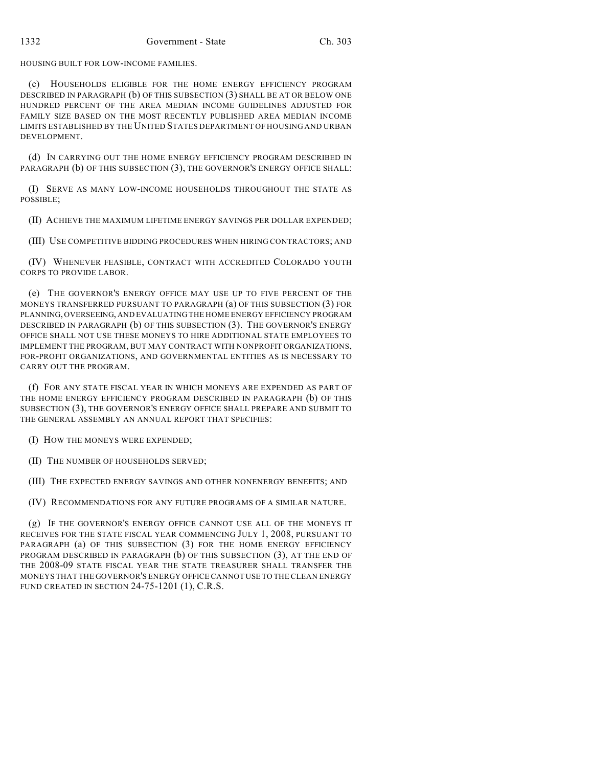HOUSING BUILT FOR LOW-INCOME FAMILIES.

(c) HOUSEHOLDS ELIGIBLE FOR THE HOME ENERGY EFFICIENCY PROGRAM DESCRIBED IN PARAGRAPH (b) OF THIS SUBSECTION (3) SHALL BE AT OR BELOW ONE HUNDRED PERCENT OF THE AREA MEDIAN INCOME GUIDELINES ADJUSTED FOR FAMILY SIZE BASED ON THE MOST RECENTLY PUBLISHED AREA MEDIAN INCOME LIMITS ESTABLISHED BY THE UNITED STATES DEPARTMENT OF HOUSING AND URBAN DEVELOPMENT.

(d) IN CARRYING OUT THE HOME ENERGY EFFICIENCY PROGRAM DESCRIBED IN PARAGRAPH (b) OF THIS SUBSECTION (3), THE GOVERNOR'S ENERGY OFFICE SHALL:

(I) SERVE AS MANY LOW-INCOME HOUSEHOLDS THROUGHOUT THE STATE AS POSSIBLE;

(II) ACHIEVE THE MAXIMUM LIFETIME ENERGY SAVINGS PER DOLLAR EXPENDED;

(III) USE COMPETITIVE BIDDING PROCEDURES WHEN HIRING CONTRACTORS; AND

(IV) WHENEVER FEASIBLE, CONTRACT WITH ACCREDITED COLORADO YOUTH CORPS TO PROVIDE LABOR.

(e) THE GOVERNOR'S ENERGY OFFICE MAY USE UP TO FIVE PERCENT OF THE MONEYS TRANSFERRED PURSUANT TO PARAGRAPH (a) OF THIS SUBSECTION (3) FOR PLANNING, OVERSEEING, AND EVALUATING THE HOME ENERGY EFFICIENCY PROGRAM DESCRIBED IN PARAGRAPH (b) OF THIS SUBSECTION (3). THE GOVERNOR'S ENERGY OFFICE SHALL NOT USE THESE MONEYS TO HIRE ADDITIONAL STATE EMPLOYEES TO IMPLEMENT THE PROGRAM, BUT MAY CONTRACT WITH NONPROFIT ORGANIZATIONS, FOR-PROFIT ORGANIZATIONS, AND GOVERNMENTAL ENTITIES AS IS NECESSARY TO CARRY OUT THE PROGRAM.

(f) FOR ANY STATE FISCAL YEAR IN WHICH MONEYS ARE EXPENDED AS PART OF THE HOME ENERGY EFFICIENCY PROGRAM DESCRIBED IN PARAGRAPH (b) OF THIS SUBSECTION (3), THE GOVERNOR'S ENERGY OFFICE SHALL PREPARE AND SUBMIT TO THE GENERAL ASSEMBLY AN ANNUAL REPORT THAT SPECIFIES:

(I) HOW THE MONEYS WERE EXPENDED;

(II) THE NUMBER OF HOUSEHOLDS SERVED;

(III) THE EXPECTED ENERGY SAVINGS AND OTHER NONENERGY BENEFITS; AND

(IV) RECOMMENDATIONS FOR ANY FUTURE PROGRAMS OF A SIMILAR NATURE.

(g) IF THE GOVERNOR'S ENERGY OFFICE CANNOT USE ALL OF THE MONEYS IT RECEIVES FOR THE STATE FISCAL YEAR COMMENCING JULY 1, 2008, PURSUANT TO PARAGRAPH (a) OF THIS SUBSECTION (3) FOR THE HOME ENERGY EFFICIENCY PROGRAM DESCRIBED IN PARAGRAPH (b) OF THIS SUBSECTION (3), AT THE END OF THE 2008-09 STATE FISCAL YEAR THE STATE TREASURER SHALL TRANSFER THE MONEYS THAT THE GOVERNOR'S ENERGY OFFICE CANNOT USE TO THE CLEAN ENERGY FUND CREATED IN SECTION 24-75-1201 (1), C.R.S.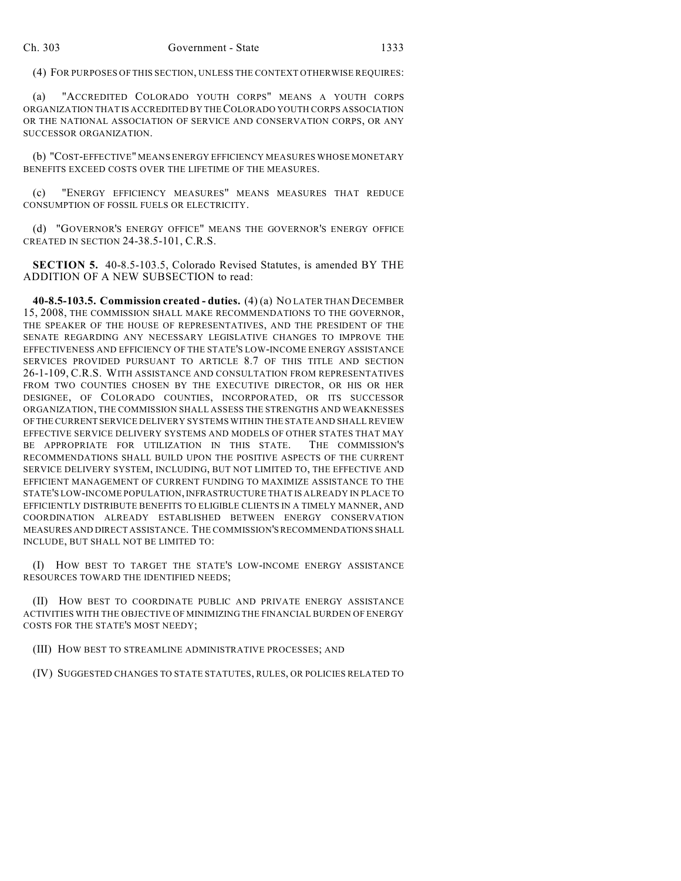(4) FOR PURPOSES OF THIS SECTION, UNLESS THE CONTEXT OTHERWISE REQUIRES:

(a) "ACCREDITED COLORADO YOUTH CORPS" MEANS A YOUTH CORPS ORGANIZATION THAT IS ACCREDITED BY THE COLORADO YOUTH CORPS ASSOCIATION OR THE NATIONAL ASSOCIATION OF SERVICE AND CONSERVATION CORPS, OR ANY SUCCESSOR ORGANIZATION.

(b) "COST-EFFECTIVE" MEANS ENERGY EFFICIENCY MEASURES WHOSE MONETARY BENEFITS EXCEED COSTS OVER THE LIFETIME OF THE MEASURES.

(c) "ENERGY EFFICIENCY MEASURES" MEANS MEASURES THAT REDUCE CONSUMPTION OF FOSSIL FUELS OR ELECTRICITY.

(d) "GOVERNOR'S ENERGY OFFICE" MEANS THE GOVERNOR'S ENERGY OFFICE CREATED IN SECTION 24-38.5-101, C.R.S.

**SECTION 5.** 40-8.5-103.5, Colorado Revised Statutes, is amended BY THE ADDITION OF A NEW SUBSECTION to read:

**40-8.5-103.5. Commission created - duties.** (4) (a) NO LATER THAN DECEMBER 15, 2008, THE COMMISSION SHALL MAKE RECOMMENDATIONS TO THE GOVERNOR, THE SPEAKER OF THE HOUSE OF REPRESENTATIVES, AND THE PRESIDENT OF THE SENATE REGARDING ANY NECESSARY LEGISLATIVE CHANGES TO IMPROVE THE EFFECTIVENESS AND EFFICIENCY OF THE STATE'S LOW-INCOME ENERGY ASSISTANCE SERVICES PROVIDED PURSUANT TO ARTICLE 8.7 OF THIS TITLE AND SECTION 26-1-109, C.R.S. WITH ASSISTANCE AND CONSULTATION FROM REPRESENTATIVES FROM TWO COUNTIES CHOSEN BY THE EXECUTIVE DIRECTOR, OR HIS OR HER DESIGNEE, OF COLORADO COUNTIES, INCORPORATED, OR ITS SUCCESSOR ORGANIZATION, THE COMMISSION SHALL ASSESS THE STRENGTHS AND WEAKNESSES OF THE CURRENT SERVICE DELIVERY SYSTEMS WITHIN THE STATE AND SHALL REVIEW EFFECTIVE SERVICE DELIVERY SYSTEMS AND MODELS OF OTHER STATES THAT MAY BE APPROPRIATE FOR UTILIZATION IN THIS STATE. THE COMMISSION'S RECOMMENDATIONS SHALL BUILD UPON THE POSITIVE ASPECTS OF THE CURRENT SERVICE DELIVERY SYSTEM, INCLUDING, BUT NOT LIMITED TO, THE EFFECTIVE AND EFFICIENT MANAGEMENT OF CURRENT FUNDING TO MAXIMIZE ASSISTANCE TO THE STATE'S LOW-INCOME POPULATION, INFRASTRUCTURE THAT IS ALREADY IN PLACE TO EFFICIENTLY DISTRIBUTE BENEFITS TO ELIGIBLE CLIENTS IN A TIMELY MANNER, AND COORDINATION ALREADY ESTABLISHED BETWEEN ENERGY CONSERVATION MEASURES AND DIRECT ASSISTANCE. THE COMMISSION'S RECOMMENDATIONS SHALL INCLUDE, BUT SHALL NOT BE LIMITED TO:

(I) HOW BEST TO TARGET THE STATE'S LOW-INCOME ENERGY ASSISTANCE RESOURCES TOWARD THE IDENTIFIED NEEDS;

(II) HOW BEST TO COORDINATE PUBLIC AND PRIVATE ENERGY ASSISTANCE ACTIVITIES WITH THE OBJECTIVE OF MINIMIZING THE FINANCIAL BURDEN OF ENERGY COSTS FOR THE STATE'S MOST NEEDY;

(III) HOW BEST TO STREAMLINE ADMINISTRATIVE PROCESSES; AND

(IV) SUGGESTED CHANGES TO STATE STATUTES, RULES, OR POLICIES RELATED TO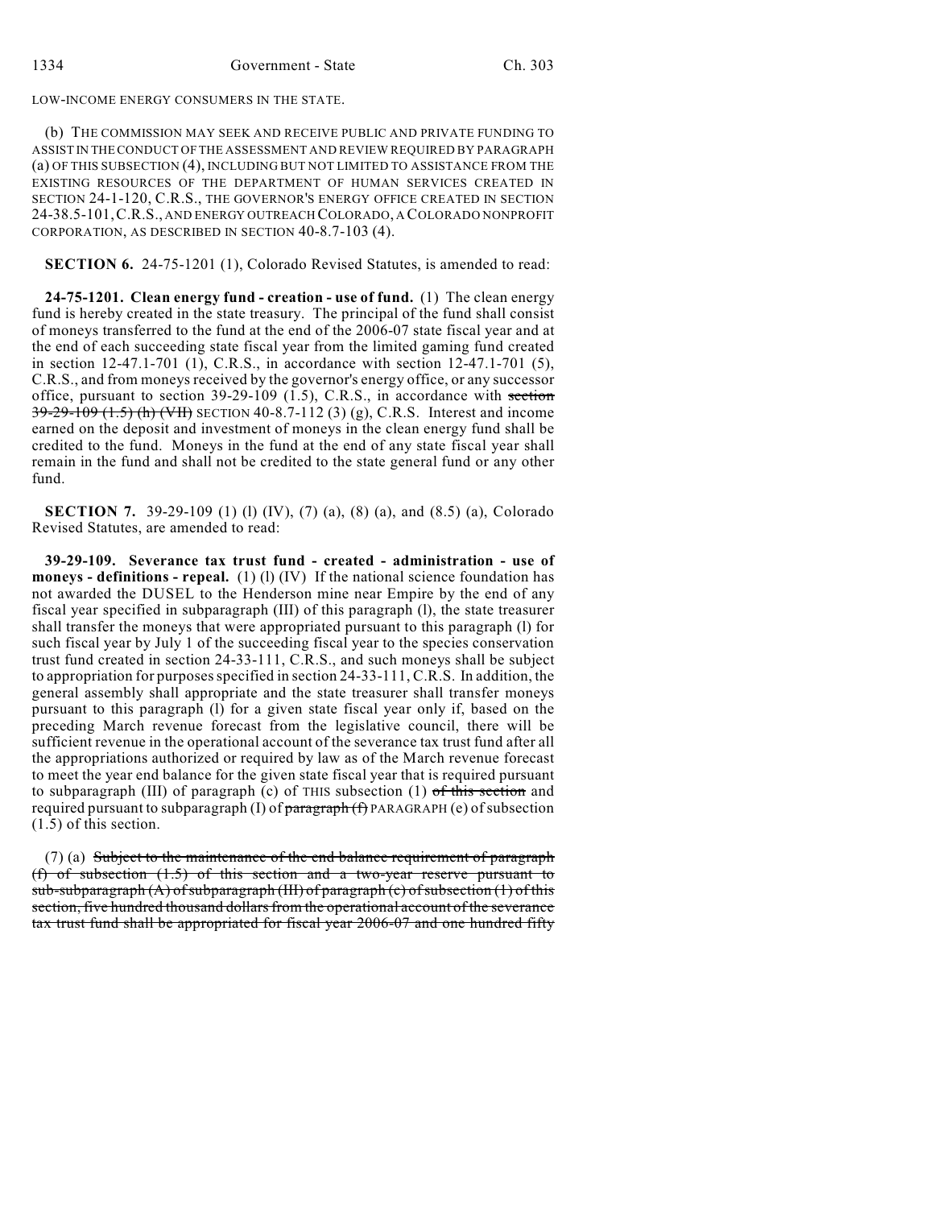LOW-INCOME ENERGY CONSUMERS IN THE STATE.

(b) THE COMMISSION MAY SEEK AND RECEIVE PUBLIC AND PRIVATE FUNDING TO ASSIST IN THE CONDUCT OF THE ASSESSMENT AND REVIEW REQUIRED BY PARAGRAPH (a) OF THIS SUBSECTION (4), INCLUDING BUT NOT LIMITED TO ASSISTANCE FROM THE EXISTING RESOURCES OF THE DEPARTMENT OF HUMAN SERVICES CREATED IN SECTION 24-1-120, C.R.S., THE GOVERNOR'S ENERGY OFFICE CREATED IN SECTION 24-38.5-101, C.R.S., AND ENERGY OUTREACH COLORADO, A COLORADO NONPROFIT CORPORATION, AS DESCRIBED IN SECTION 40-8.7-103 (4).

**SECTION 6.** 24-75-1201 (1), Colorado Revised Statutes, is amended to read:

**24-75-1201. Clean energy fund - creation - use of fund.** (1) The clean energy fund is hereby created in the state treasury. The principal of the fund shall consist of moneys transferred to the fund at the end of the 2006-07 state fiscal year and at the end of each succeeding state fiscal year from the limited gaming fund created in section 12-47.1-701 (1), C.R.S., in accordance with section 12-47.1-701 (5), C.R.S., and from moneys received by the governor's energy office, or any successor office, pursuant to section 39-29-109 (1.5), C.R.S., in accordance with ~~section 39-29-109 (1.5) (h) (VII)~~ SECTION 40-8.7-112 (3) (g), C.R.S. Interest and income earned on the deposit and investment of moneys in the clean energy fund shall be credited to the fund. Moneys in the fund at the end of any state fiscal year shall remain in the fund and shall not be credited to the state general fund or any other fund.

**SECTION 7.** 39-29-109 (1) (l) (IV), (7) (a), (8) (a), and (8.5) (a), Colorado Revised Statutes, are amended to read:

**39-29-109. Severance tax trust fund - created - administration - use of moneys - definitions - repeal.** (1) (l) (IV) If the national science foundation has not awarded the DUSEL to the Henderson mine near Empire by the end of any fiscal year specified in subparagraph (III) of this paragraph (l), the state treasurer shall transfer the moneys that were appropriated pursuant to this paragraph (l) for such fiscal year by July 1 of the succeeding fiscal year to the species conservation trust fund created in section 24-33-111, C.R.S., and such moneys shall be subject to appropriation for purposes specified in section 24-33-111, C.R.S. In addition, the general assembly shall appropriate and the state treasurer shall transfer moneys pursuant to this paragraph (l) for a given state fiscal year only if, based on the preceding March revenue forecast from the legislative council, there will be sufficient revenue in the operational account of the severance tax trust fund after all the appropriations authorized or required by law as of the March revenue forecast to meet the year end balance for the given state fiscal year that is required pursuant to subparagraph (III) of paragraph (c) of THIS subsection (1) ~~of this section~~ and required pursuant to subparagraph (I) of ~~paragraph (f)~~ PARAGRAPH (e) of subsection (1.5) of this section.

(7) (a) ~~Subject to the maintenance of the end balance requirement of paragraph (f) of subsection (1.5) of this section and a two-year reserve pursuant to sub-subparagraph (A) of subparagraph (III) of paragraph (c) of subsection (1) of this section, five hundred thousand dollars from the operational account of the severance tax trust fund shall be appropriated for fiscal year 2006-07 and one hundred fifty~~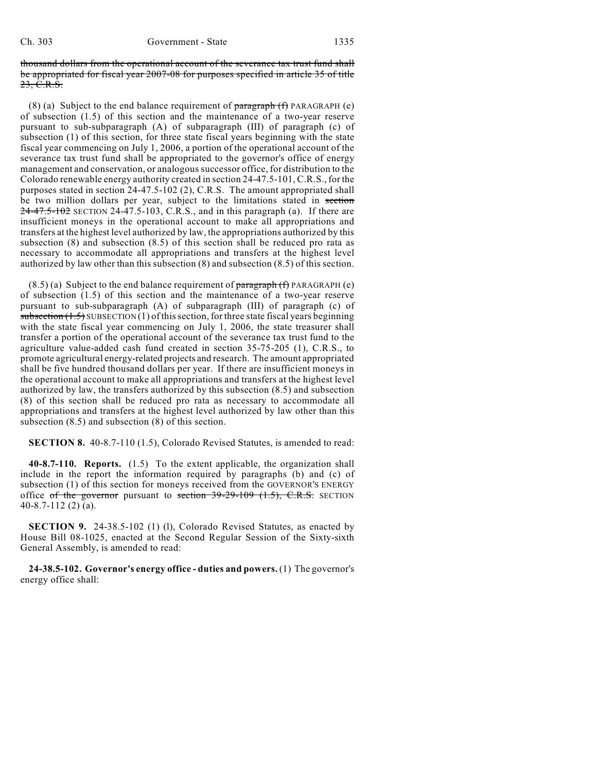thousand dollars from the operational account of the severance tax trust fund shall be appropriated for fiscal year 2007-08 for purposes specified in article 35 of title 23, C.R.S.

(8) (a) Subject to the end balance requirement of paragraph (f) PARAGRAPH (e) of subsection (1.5) of this section and the maintenance of a two-year reserve pursuant to sub-subparagraph (A) of subparagraph (III) of paragraph (c) of subsection (1) of this section, for three state fiscal years beginning with the state fiscal year commencing on July 1, 2006, a portion of the operational account of the severance tax trust fund shall be appropriated to the governor's office of energy management and conservation, or analogous successor office, for distribution to the Colorado renewable energy authority created in section 24-47.5-101, C.R.S., for the purposes stated in section 24-47.5-102 (2), C.R.S. The amount appropriated shall be two million dollars per year, subject to the limitations stated in section 24-47.5-102 SECTION 24-47.5-103, C.R.S., and in this paragraph (a). If there are insufficient moneys in the operational account to make all appropriations and transfers at the highest level authorized by law, the appropriations authorized by this subsection (8) and subsection (8.5) of this section shall be reduced pro rata as necessary to accommodate all appropriations and transfers at the highest level authorized by law other than this subsection (8) and subsection (8.5) of this section.

(8.5) (a) Subject to the end balance requirement of paragraph (f) PARAGRAPH (e) of subsection (1.5) of this section and the maintenance of a two-year reserve pursuant to sub-subparagraph (A) of subparagraph (III) of paragraph (c) of subsection (1.5) SUBSECTION (1) of this section, for three state fiscal years beginning with the state fiscal year commencing on July 1, 2006, the state treasurer shall transfer a portion of the operational account of the severance tax trust fund to the agriculture value-added cash fund created in section 35-75-205 (1), C.R.S., to promote agricultural energy-related projects and research. The amount appropriated shall be five hundred thousand dollars per year. If there are insufficient moneys in the operational account to make all appropriations and transfers at the highest level authorized by law, the transfers authorized by this subsection (8.5) and subsection (8) of this section shall be reduced pro rata as necessary to accommodate all appropriations and transfers at the highest level authorized by law other than this subsection (8.5) and subsection (8) of this section.

**SECTION 8.** 40-8.7-110 (1.5), Colorado Revised Statutes, is amended to read:

**40-8.7-110. Reports.** (1.5) To the extent applicable, the organization shall include in the report the information required by paragraphs (b) and (c) of subsection (1) of this section for moneys received from the GOVERNOR'S ENERGY office of the governor pursuant to section 39-29-109 (1.5), C.R.S. SECTION 40-8.7-112 (2) (a).

**SECTION 9.** 24-38.5-102 (1) (l), Colorado Revised Statutes, as enacted by House Bill 08-1025, enacted at the Second Regular Session of the Sixty-sixth General Assembly, is amended to read:

**24-38.5-102. Governor's energy office - duties and powers.** (1) The governor's energy office shall: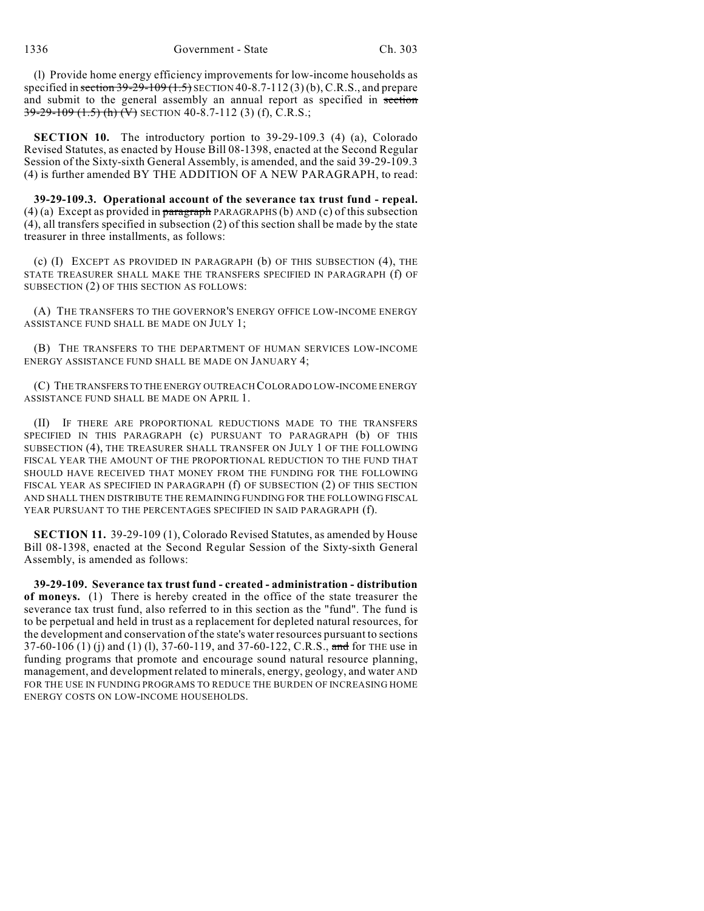(l) Provide home energy efficiency improvements for low-income households as specified in ~~section 39-29-109 (1.5)~~ SECTION 40-8.7-112 (3) (b), C.R.S., and prepare and submit to the general assembly an annual report as specified in ~~section 39-29-109 (1.5) (h) (V)~~ SECTION 40-8.7-112 (3) (f), C.R.S.;

**SECTION 10.** The introductory portion to 39-29-109.3 (4) (a), Colorado Revised Statutes, as enacted by House Bill 08-1398, enacted at the Second Regular Session of the Sixty-sixth General Assembly, is amended, and the said 39-29-109.3 (4) is further amended BY THE ADDITION OF A NEW PARAGRAPH, to read:

**39-29-109.3. Operational account of the severance tax trust fund - repeal.** (4) (a) Except as provided in ~~paragraph~~ PARAGRAPHS (b) AND (c) of this subsection (4), all transfers specified in subsection (2) of this section shall be made by the state treasurer in three installments, as follows:

(c) (I) EXCEPT AS PROVIDED IN PARAGRAPH (b) OF THIS SUBSECTION (4), THE STATE TREASURER SHALL MAKE THE TRANSFERS SPECIFIED IN PARAGRAPH (f) OF SUBSECTION (2) OF THIS SECTION AS FOLLOWS:

(A) THE TRANSFERS TO THE GOVERNOR'S ENERGY OFFICE LOW-INCOME ENERGY ASSISTANCE FUND SHALL BE MADE ON JULY 1;

(B) THE TRANSFERS TO THE DEPARTMENT OF HUMAN SERVICES LOW-INCOME ENERGY ASSISTANCE FUND SHALL BE MADE ON JANUARY 4;

(C) THE TRANSFERS TO THE ENERGY OUTREACH COLORADO LOW-INCOME ENERGY ASSISTANCE FUND SHALL BE MADE ON APRIL 1.

(II) IF THERE ARE PROPORTIONAL REDUCTIONS MADE TO THE TRANSFERS SPECIFIED IN THIS PARAGRAPH (c) PURSUANT TO PARAGRAPH (b) OF THIS SUBSECTION (4), THE TREASURER SHALL TRANSFER ON JULY 1 OF THE FOLLOWING FISCAL YEAR THE AMOUNT OF THE PROPORTIONAL REDUCTION TO THE FUND THAT SHOULD HAVE RECEIVED THAT MONEY FROM THE FUNDING FOR THE FOLLOWING FISCAL YEAR AS SPECIFIED IN PARAGRAPH (f) OF SUBSECTION (2) OF THIS SECTION AND SHALL THEN DISTRIBUTE THE REMAINING FUNDING FOR THE FOLLOWING FISCAL YEAR PURSUANT TO THE PERCENTAGES SPECIFIED IN SAID PARAGRAPH (f).

**SECTION 11.** 39-29-109 (1), Colorado Revised Statutes, as amended by House Bill 08-1398, enacted at the Second Regular Session of the Sixty-sixth General Assembly, is amended as follows:

**39-29-109. Severance tax trust fund - created - administration - distribution of moneys.** (1) There is hereby created in the office of the state treasurer the severance tax trust fund, also referred to in this section as the "fund". The fund is to be perpetual and held in trust as a replacement for depleted natural resources, for the development and conservation of the state's water resources pursuant to sections 37-60-106 (1) (j) and (1) (l), 37-60-119, and 37-60-122, C.R.S., ~~and~~ for THE use in funding programs that promote and encourage sound natural resource planning, management, and development related to minerals, energy, geology, and water AND FOR THE USE IN FUNDING PROGRAMS TO REDUCE THE BURDEN OF INCREASING HOME ENERGY COSTS ON LOW-INCOME HOUSEHOLDS.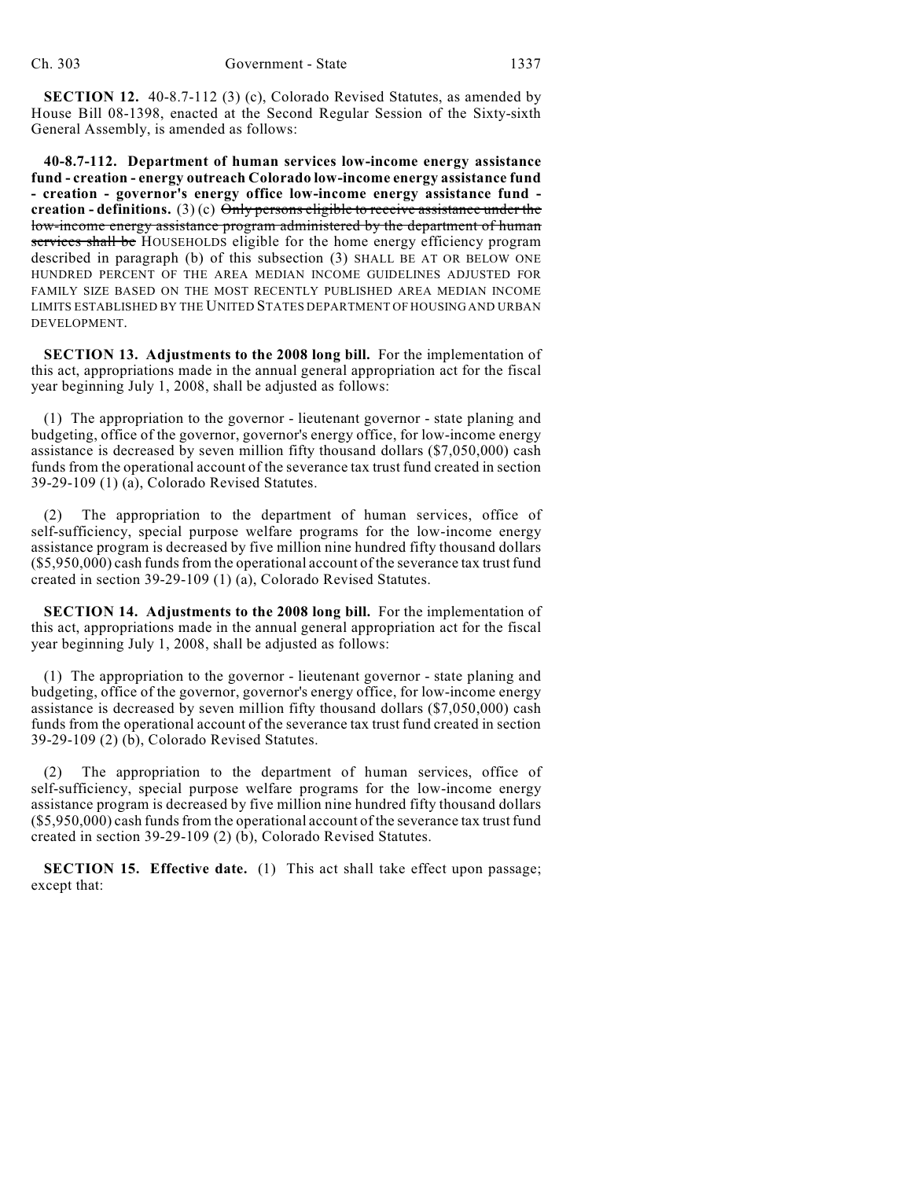**SECTION 12.** 40-8.7-112 (3) (c), Colorado Revised Statutes, as amended by House Bill 08-1398, enacted at the Second Regular Session of the Sixty-sixth General Assembly, is amended as follows:

**40-8.7-112. Department of human services low-income energy assistance fund - creation - energy outreach Colorado low-income energy assistance fund - creation - governor's energy office low-income energy assistance fund - creation - definitions.** (3) (c) ~~Only persons eligible to receive assistance under the low-income energy assistance program administered by the department of human services shall be~~ HOUSEHOLDS eligible for the home energy efficiency program described in paragraph (b) of this subsection (3) SHALL BE AT OR BELOW ONE HUNDRED PERCENT OF THE AREA MEDIAN INCOME GUIDELINES ADJUSTED FOR FAMILY SIZE BASED ON THE MOST RECENTLY PUBLISHED AREA MEDIAN INCOME LIMITS ESTABLISHED BY THE UNITED STATES DEPARTMENT OF HOUSING AND URBAN DEVELOPMENT.

**SECTION 13. Adjustments to the 2008 long bill.** For the implementation of this act, appropriations made in the annual general appropriation act for the fiscal year beginning July 1, 2008, shall be adjusted as follows:

(1) The appropriation to the governor - lieutenant governor - state planing and budgeting, office of the governor, governor's energy office, for low-income energy assistance is decreased by seven million fifty thousand dollars ($7,050,000) cash funds from the operational account of the severance tax trust fund created in section 39-29-109 (1) (a), Colorado Revised Statutes.

(2) The appropriation to the department of human services, office of self-sufficiency, special purpose welfare programs for the low-income energy assistance program is decreased by five million nine hundred fifty thousand dollars ($5,950,000) cash funds from the operational account of the severance tax trust fund created in section 39-29-109 (1) (a), Colorado Revised Statutes.

**SECTION 14. Adjustments to the 2008 long bill.** For the implementation of this act, appropriations made in the annual general appropriation act for the fiscal year beginning July 1, 2008, shall be adjusted as follows:

(1) The appropriation to the governor - lieutenant governor - state planing and budgeting, office of the governor, governor's energy office, for low-income energy assistance is decreased by seven million fifty thousand dollars ($7,050,000) cash funds from the operational account of the severance tax trust fund created in section 39-29-109 (2) (b), Colorado Revised Statutes.

(2) The appropriation to the department of human services, office of self-sufficiency, special purpose welfare programs for the low-income energy assistance program is decreased by five million nine hundred fifty thousand dollars ($5,950,000) cash funds from the operational account of the severance tax trust fund created in section 39-29-109 (2) (b), Colorado Revised Statutes.

**SECTION 15. Effective date.** (1) This act shall take effect upon passage; except that: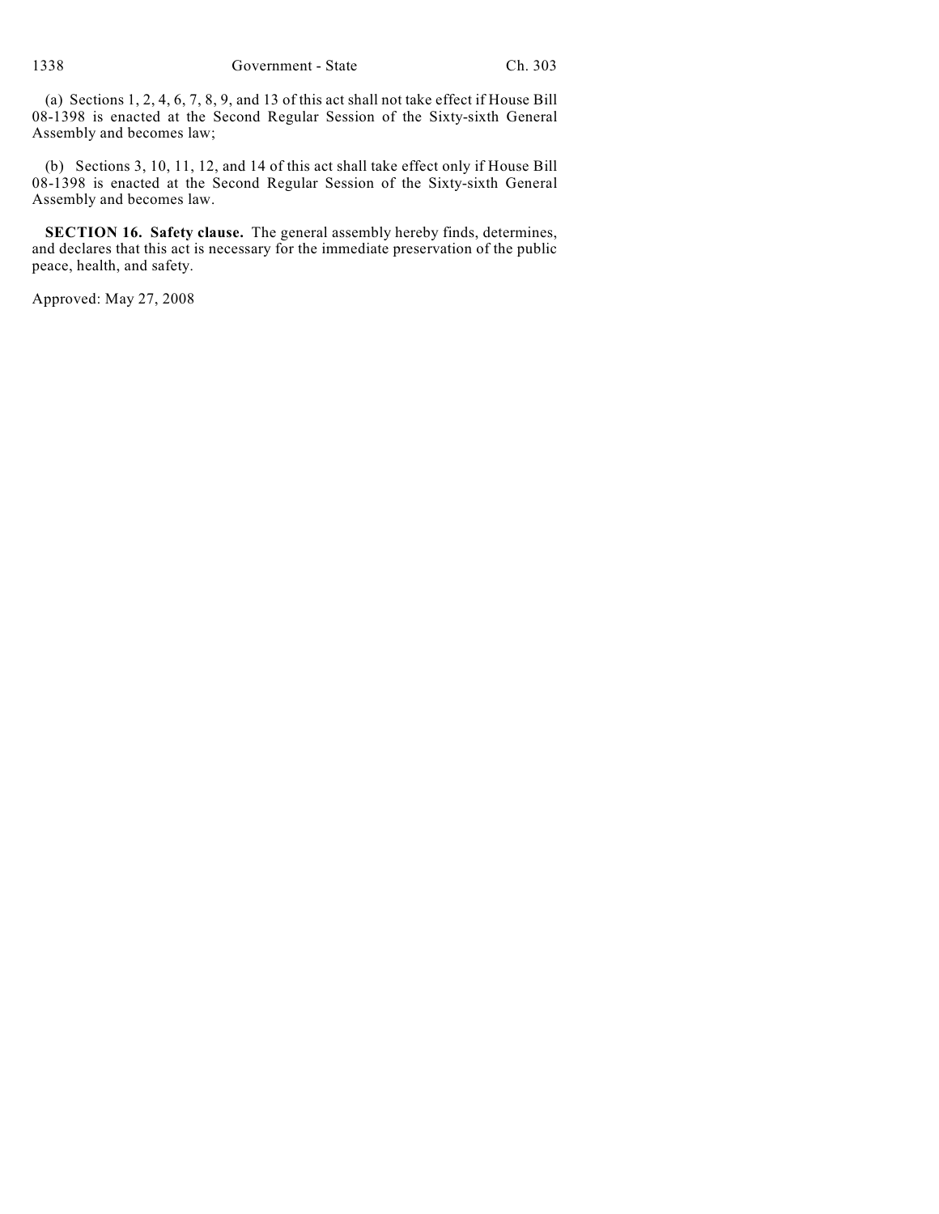(a) Sections 1, 2, 4, 6, 7, 8, 9, and 13 of this act shall not take effect if House Bill 08-1398 is enacted at the Second Regular Session of the Sixty-sixth General Assembly and becomes law;

(b) Sections 3, 10, 11, 12, and 14 of this act shall take effect only if House Bill 08-1398 is enacted at the Second Regular Session of the Sixty-sixth General Assembly and becomes law.

**SECTION 16. Safety clause.** The general assembly hereby finds, determines, and declares that this act is necessary for the immediate preservation of the public peace, health, and safety.

Approved: May 27, 2008